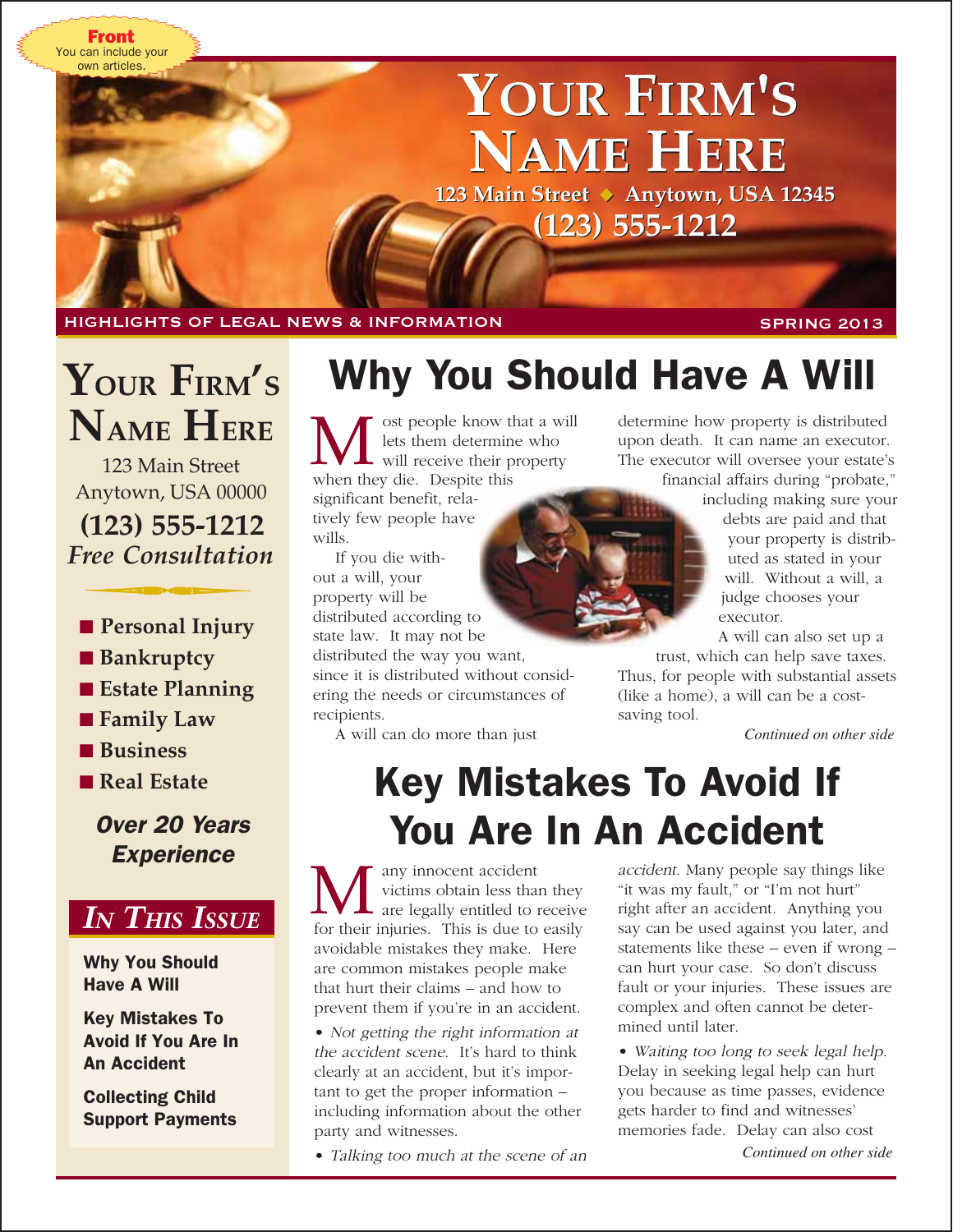Front
You can include your own articles.

# Your Firm's Name Here

123 Main Street ◆ Anytown, USA 12345

(123) 555-1212

HIGHLIGHTS OF LEGAL NEWS & INFORMATION

SPRING 2013

## Your Firm's Name Here

123 Main Street
Anytown, USA 00000

**(123) 555-1212**

***Free Consultation***

- **Personal Injury**
- **Bankruptcy**
- **Estate Planning**
- **Family Law**
- **Business**
- **Real Estate**

***Over 20 Years Experience***

### *In This Issue*

**Why You Should Have A Will**

**Key Mistakes To Avoid If You Are In An Accident**

**Collecting Child Support Payments**

## Why You Should Have A Will

Most people know that a will lets them determine who will receive their property when they die. Despite this significant benefit, relatively few people have wills.

If you die without a will, your property will be distributed according to state law. It may not be distributed the way you want, since it is distributed without considering the needs or circumstances of recipients.

A will can do more than just determine how property is distributed upon death. It can name an executor. The executor will oversee your estate's financial affairs during "probate," including making sure your debts are paid and that your property is distributed as stated in your will. Without a will, a judge chooses your executor.

A will can also set up a trust, which can help save taxes. Thus, for people with substantial assets (like a home), a will can be a cost-saving tool.

*Continued on other side*

## Key Mistakes To Avoid If You Are In An Accident

Many innocent accident victims obtain less than they are legally entitled to receive for their injuries. This is due to easily avoidable mistakes they make. Here are common mistakes people make that hurt their claims – and how to prevent them if you're in an accident.

- *Not getting the right information at the accident scene.* It's hard to think clearly at an accident, but it's important to get the proper information – including information about the other party and witnesses.
- *Talking too much at the scene of an accident.* Many people say things like "it was my fault," or "I'm not hurt" right after an accident. Anything you say can be used against you later, and statements like these – even if wrong – can hurt your case. So don't discuss fault or your injuries. These issues are complex and often cannot be determined until later.
- *Waiting too long to seek legal help.* Delay in seeking legal help can hurt you because as time passes, evidence gets harder to find and witnesses' memories fade. Delay can also cost

*Continued on other side*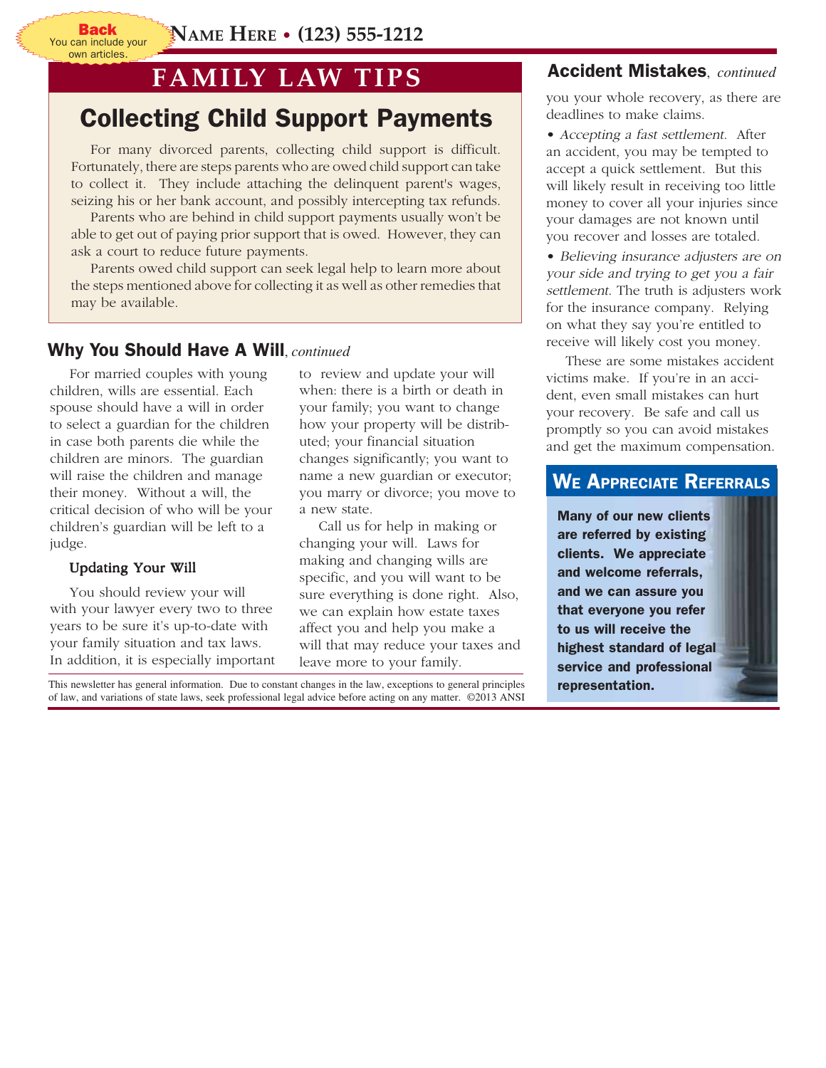**Back** You can include your own articles.

**Name Here • (123) 555-1212**

# FAMILY LAW TIPS

## Collecting Child Support Payments

For many divorced parents, collecting child support is difficult. Fortunately, there are steps parents who are owed child support can take to collect it. They include attaching the delinquent parent's wages, seizing his or her bank account, and possibly intercepting tax refunds.

Parents who are behind in child support payments usually won't be able to get out of paying prior support that is owed. However, they can ask a court to reduce future payments.

Parents owed child support can seek legal help to learn more about the steps mentioned above for collecting it as well as other remedies that may be available.

## Why You Should Have A Will, *continued*

For married couples with young children, wills are essential. Each spouse should have a will in order to select a guardian for the children in case both parents die while the children are minors. The guardian will raise the children and manage their money. Without a will, the critical decision of who will be your children's guardian will be left to a judge.

### Updating Your Will

You should review your will with your lawyer every two to three years to be sure it's up-to-date with your family situation and tax laws. In addition, it is especially important to review and update your will when: there is a birth or death in your family; you want to change how your property will be distributed; your financial situation changes significantly; you want to name a new guardian or executor; you marry or divorce; you move to a new state.

Call us for help in making or changing your will. Laws for making and changing wills are specific, and you will want to be sure everything is done right. Also, we can explain how estate taxes affect you and help you make a will that may reduce your taxes and leave more to your family.

## Accident Mistakes, *continued*

you your whole recovery, as there are deadlines to make claims.

- *Accepting a fast settlement*. After an accident, you may be tempted to accept a quick settlement. But this will likely result in receiving too little money to cover all your injuries since your damages are not known until you recover and losses are totaled.
- *Believing insurance adjusters are on your side and trying to get you a fair settlement*. The truth is adjusters work for the insurance company. Relying on what they say you're entitled to receive will likely cost you money.

These are some mistakes accident victims make. If you're in an accident, even small mistakes can hurt your recovery. Be safe and call us promptly so you can avoid mistakes and get the maximum compensation.

## We Appreciate Referrals

**Many of our new clients are referred by existing clients. We appreciate and welcome referrals, and we can assure you that everyone you refer to us will receive the highest standard of legal service and professional representation.**

This newsletter has general information. Due to constant changes in the law, exceptions to general principles of law, and variations of state laws, seek professional legal advice before acting on any matter. ©2013 ANSI